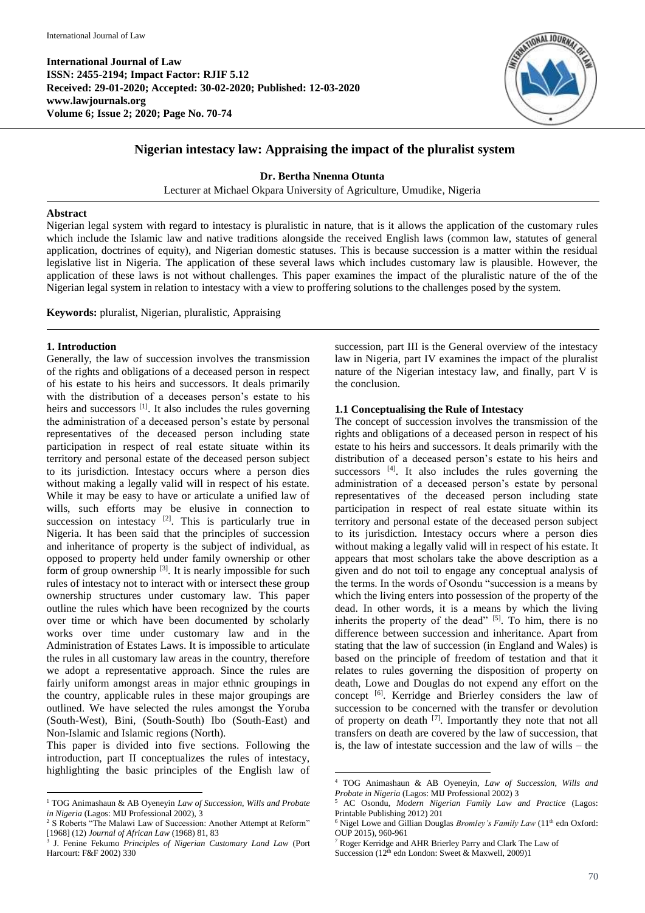**International Journal of Law**
**ISSN: 2455-2194; Impact Factor: RJIF 5.12**
**Received: 29-01-2020; Accepted: 30-02-2020; Published: 12-03-2020**
**www.lawjournals.org**
**Volume 6; Issue 2; 2020; Page No. 70-74**

# Nigerian intestacy law: Appraising the impact of the pluralist system

**Dr. Bertha Nnenna Otunta**

Lecturer at Michael Okpara University of Agriculture, Umudike, Nigeria

## Abstract

Nigerian legal system with regard to intestacy is pluralistic in nature, that is it allows the application of the customary rules which include the Islamic law and native traditions alongside the received English laws (common law, statutes of general application, doctrines of equity), and Nigerian domestic statuses. This is because succession is a matter within the residual legislative list in Nigeria. The application of these several laws which includes customary law is plausible. However, the application of these laws is not without challenges. This paper examines the impact of the pluralistic nature of the of the Nigerian legal system in relation to intestacy with a view to proffering solutions to the challenges posed by the system.

**Keywords:** pluralist, Nigerian, pluralistic, Appraising

## 1. Introduction

Generally, the law of succession involves the transmission of the rights and obligations of a deceased person in respect of his estate to his heirs and successors. It deals primarily with the distribution of a deceases person's estate to his heirs and successors [1]. It also includes the rules governing the administration of a deceased person's estate by personal representatives of the deceased person including state participation in respect of real estate situate within its territory and personal estate of the deceased person subject to its jurisdiction. Intestacy occurs where a person dies without making a legally valid will in respect of his estate. While it may be easy to have or articulate a unified law of wills, such efforts may be elusive in connection to succession on intestacy [2]. This is particularly true in Nigeria. It has been said that the principles of succession and inheritance of property is the subject of individual, as opposed to property held under family ownership or other form of group ownership [3]. It is nearly impossible for such rules of intestacy not to interact with or intersect these group ownership structures under customary law. This paper outline the rules which have been recognized by the courts over time or which have been documented by scholarly works over time under customary law and in the Administration of Estates Laws. It is impossible to articulate the rules in all customary law areas in the country, therefore we adopt a representative approach. Since the rules are fairly uniform amongst areas in major ethnic groupings in the country, applicable rules in these major groupings are outlined. We have selected the rules amongst the Yoruba (South-West), Bini, (South-South) Ibo (South-East) and Non-Islamic and Islamic regions (North).

This paper is divided into five sections. Following the introduction, part II conceptualizes the rules of intestacy, highlighting the basic principles of the English law of succession, part III is the General overview of the intestacy law in Nigeria, part IV examines the impact of the pluralist nature of the Nigerian intestacy law, and finally, part V is the conclusion.

### 1.1 Conceptualising the Rule of Intestacy

The concept of succession involves the transmission of the rights and obligations of a deceased person in respect of his estate to his heirs and successors. It deals primarily with the distribution of a deceased person's estate to his heirs and successors [4]. It also includes the rules governing the administration of a deceased person's estate by personal representatives of the deceased person including state participation in respect of real estate situate within its territory and personal estate of the deceased person subject to its jurisdiction. Intestacy occurs where a person dies without making a legally valid will in respect of his estate. It appears that most scholars take the above description as a given and do not toil to engage any conceptual analysis of the terms. In the words of Osondu "succession is a means by which the living enters into possession of the property of the dead. In other words, it is a means by which the living inherits the property of the dead" [5]. To him, there is no difference between succession and inheritance. Apart from stating that the law of succession (in England and Wales) is based on the principle of freedom of testation and that it relates to rules governing the disposition of property on death, Lowe and Douglas do not expend any effort on the concept [6]. Kerridge and Brierley considers the law of succession to be concerned with the transfer or devolution of property on death [7]. Importantly they note that not all transfers on death are covered by the law of succession, that is, the law of intestate succession and the law of wills – the

---

[1] TOG Animashaun & AB Oyeneyin *Law of Succession, Wills and Probate in Nigeria* (Lagos: MIJ Professional 2002), 3

[2] S Roberts "The Malawi Law of Succession: Another Attempt at Reform" [1968] (12) *Journal of African Law* (1968) 81, 83

[3] J. Fenine Fekumo *Principles of Nigerian Customary Land Law* (Port Harcourt: F&F 2002) 330

[4] TOG Animashaun & AB Oyeneyin, *Law of Succession, Wills and Probate in Nigeria* (Lagos: MIJ Professional 2002) 3

[5] AC Osondu, *Modern Nigerian Family Law and Practice* (Lagos: Printable Publishing 2012) 201

[6] Nigel Lowe and Gillian Douglas *Bromley's Family Law* (11th edn Oxford: OUP 2015), 960-961

[7] Roger Kerridge and AHR Brierley Parry and Clark The Law of Succession (12th edn London: Sweet & Maxwell, 2009)1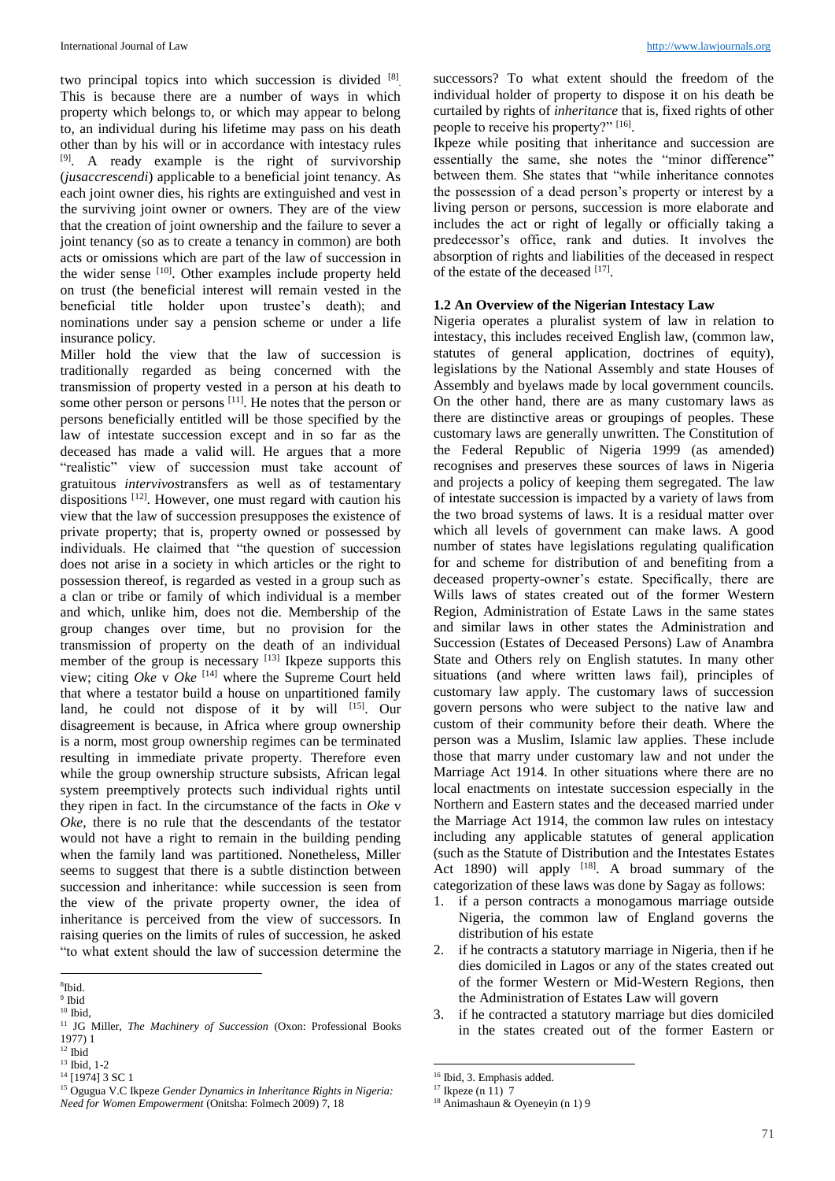two principal topics into which succession is divided [8]. This is because there are a number of ways in which property which belongs to, or which may appear to belong to, an individual during his lifetime may pass on his death other than by his will or in accordance with intestacy rules [9]. A ready example is the right of survivorship (*jusaccrescendi*) applicable to a beneficial joint tenancy. As each joint owner dies, his rights are extinguished and vest in the surviving joint owner or owners. They are of the view that the creation of joint ownership and the failure to sever a joint tenancy (so as to create a tenancy in common) are both acts or omissions which are part of the law of succession in the wider sense [10]. Other examples include property held on trust (the beneficial interest will remain vested in the beneficial title holder upon trustee's death); and nominations under say a pension scheme or under a life insurance policy.

Miller hold the view that the law of succession is traditionally regarded as being concerned with the transmission of property vested in a person at his death to some other person or persons [11]. He notes that the person or persons beneficially entitled will be those specified by the law of intestate succession except and in so far as the deceased has made a valid will. He argues that a more "realistic" view of succession must take account of gratuitous *intervivos*transfers as well as of testamentary dispositions [12]. However, one must regard with caution his view that the law of succession presupposes the existence of private property; that is, property owned or possessed by individuals. He claimed that "the question of succession does not arise in a society in which articles or the right to possession thereof, is regarded as vested in a group such as a clan or tribe or family of which individual is a member and which, unlike him, does not die. Membership of the group changes over time, but no provision for the transmission of property on the death of an individual member of the group is necessary [13] Ikpeze supports this view; citing *Oke* v *Oke* [14] where the Supreme Court held that where a testator build a house on unpartitioned family land, he could not dispose of it by will [15]. Our disagreement is because, in Africa where group ownership is a norm, most group ownership regimes can be terminated resulting in immediate private property. Therefore even while the group ownership structure subsists, African legal system preemptively protects such individual rights until they ripen in fact. In the circumstance of the facts in *Oke* v *Oke*, there is no rule that the descendants of the testator would not have a right to remain in the building pending when the family land was partitioned. Nonetheless, Miller seems to suggest that there is a subtle distinction between succession and inheritance: while succession is seen from the view of the private property owner, the idea of inheritance is perceived from the view of successors. In raising queries on the limits of rules of succession, he asked "to what extent should the law of succession determine the successors? To what extent should the freedom of the individual holder of property to dispose it on his death be curtailed by rights of *inheritance* that is, fixed rights of other people to receive his property?" [16].

Ikpeze while positing that inheritance and succession are essentially the same, she notes the "minor difference" between them. She states that "while inheritance connotes the possession of a dead person's property or interest by a living person or persons, succession is more elaborate and includes the act or right of legally or officially taking a predecessor's office, rank and duties. It involves the absorption of rights and liabilities of the deceased in respect of the estate of the deceased [17].

### 1.2 An Overview of the Nigerian Intestacy Law

Nigeria operates a pluralist system of law in relation to intestacy, this includes received English law, (common law, statutes of general application, doctrines of equity), legislations by the National Assembly and state Houses of Assembly and byelaws made by local government councils. On the other hand, there are as many customary laws as there are distinctive areas or groupings of peoples. These customary laws are generally unwritten. The Constitution of the Federal Republic of Nigeria 1999 (as amended) recognises and preserves these sources of laws in Nigeria and projects a policy of keeping them segregated. The law of intestate succession is impacted by a variety of laws from the two broad systems of laws. It is a residual matter over which all levels of government can make laws. A good number of states have legislations regulating qualification for and scheme for distribution of and benefiting from a deceased property-owner's estate. Specifically, there are Wills laws of states created out of the former Western Region, Administration of Estate Laws in the same states and similar laws in other states the Administration and Succession (Estates of Deceased Persons) Law of Anambra State and Others rely on English statutes. In many other situations (and where written laws fail), principles of customary law apply. The customary laws of succession govern persons who were subject to the native law and custom of their community before their death. Where the person was a Muslim, Islamic law applies. These include those that marry under customary law and not under the Marriage Act 1914. In other situations where there are no local enactments on intestate succession especially in the Northern and Eastern states and the deceased married under the Marriage Act 1914, the common law rules on intestacy including any applicable statutes of general application (such as the Statute of Distribution and the Intestates Estates Act 1890) will apply [18]. A broad summary of the categorization of these laws was done by Sagay as follows:

1. if a person contracts a monogamous marriage outside Nigeria, the common law of England governs the distribution of his estate
2. if he contracts a statutory marriage in Nigeria, then if he dies domiciled in Lagos or any of the states created out of the former Western or Mid-Western Regions, then the Administration of Estates Law will govern
3. if he contracted a statutory marriage but dies domiciled in the states created out of the former Eastern or

---

[8] Ibid.
[9] Ibid
[10] Ibid,
[11] JG Miller, *The Machinery of Succession* (Oxon: Professional Books 1977) 1
[12] Ibid
[13] Ibid, 1-2
[14] [1974] 3 SC 1
[15] Ogugua V.C Ikpeze *Gender Dynamics in Inheritance Rights in Nigeria: Need for Women Empowerment* (Onitsha: Folmech 2009) 7, 18
[16] Ibid, 3. Emphasis added.
[17] Ikpeze (n 11) 7
[18] Animashaun & Oyeneyin (n 1) 9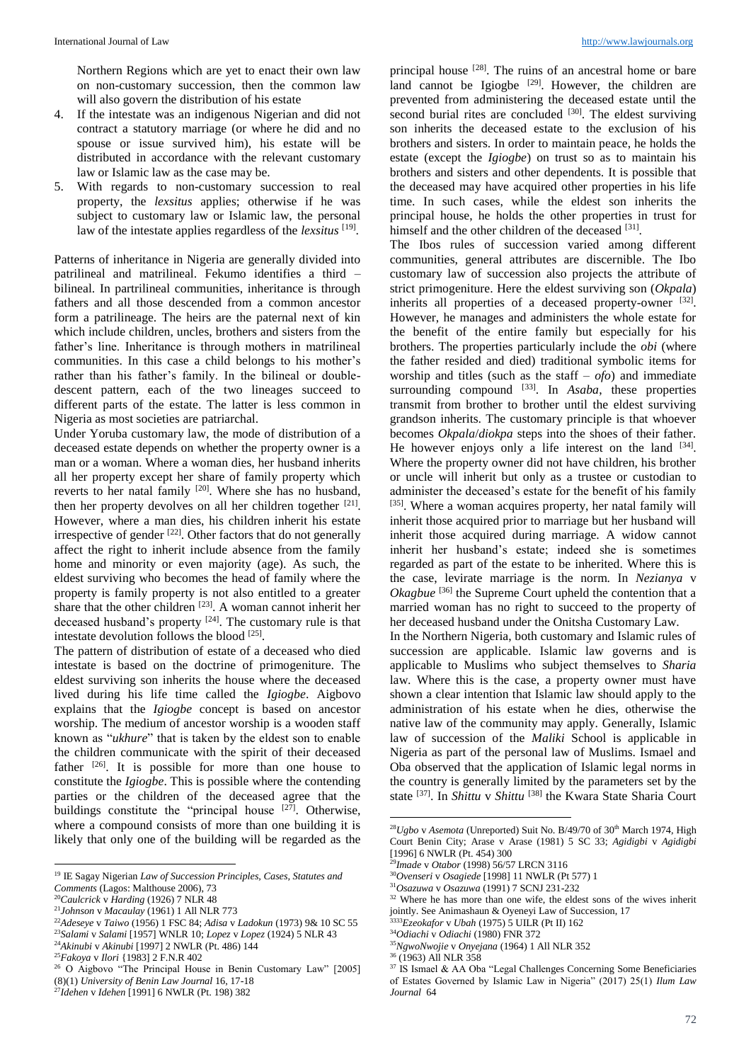Northern Regions which are yet to enact their own law on non-customary succession, then the common law will also govern the distribution of his estate

4. If the intestate was an indigenous Nigerian and did not contract a statutory marriage (or where he did and no spouse or issue survived him), his estate will be distributed in accordance with the relevant customary law or Islamic law as the case may be.
5. With regards to non-customary succession to real property, the *lexsitus* applies; otherwise if he was subject to customary law or Islamic law, the personal law of the intestate applies regardless of the *lexsitus* [19].

Patterns of inheritance in Nigeria are generally divided into patrilineal and matrilineal. Fekumo identifies a third – bilineal. In partrilineal communities, inheritance is through fathers and all those descended from a common ancestor form a patrilineage. The heirs are the paternal next of kin which include children, uncles, brothers and sisters from the father's line. Inheritance is through mothers in matrilineal communities. In this case a child belongs to his mother's rather than his father's family. In the bilineal or double-descent pattern, each of the two lineages succeed to different parts of the estate. The latter is less common in Nigeria as most societies are patriarchal.

Under Yoruba customary law, the mode of distribution of a deceased estate depends on whether the property owner is a man or a woman. Where a woman dies, her husband inherits all her property except her share of family property which reverts to her natal family [20]. Where she has no husband, then her property devolves on all her children together [21]. However, where a man dies, his children inherit his estate irrespective of gender [22]. Other factors that do not generally affect the right to inherit include absence from the family home and minority or even majority (age). As such, the eldest surviving who becomes the head of family where the property is family property is not also entitled to a greater share that the other children [23]. A woman cannot inherit her deceased husband's property [24]. The customary rule is that intestate devolution follows the blood [25].

The pattern of distribution of estate of a deceased who died intestate is based on the doctrine of primogeniture. The eldest surviving son inherits the house where the deceased lived during his life time called the *Igiogbe*. Aigbovo explains that the *Igiogbe* concept is based on ancestor worship. The medium of ancestor worship is a wooden staff known as "*ukhure*" that is taken by the eldest son to enable the children communicate with the spirit of their deceased father [26]. It is possible for more than one house to constitute the *Igiogbe*. This is possible where the contending parties or the children of the deceased agree that the buildings constitute the "principal house [27]. Otherwise, where a compound consists of more than one building it is likely that only one of the building will be regarded as the principal house [28]. The ruins of an ancestral home or bare land cannot be Igiogbe [29]. However, the children are prevented from administering the deceased estate until the second burial rites are concluded [30]. The eldest surviving son inherits the deceased estate to the exclusion of his brothers and sisters. In order to maintain peace, he holds the estate (except the *Igiogbe*) on trust so as to maintain his brothers and sisters and other dependents. It is possible that the deceased may have acquired other properties in his life time. In such cases, while the eldest son inherits the principal house, he holds the other properties in trust for himself and the other children of the deceased [31].

The Ibos rules of succession varied among different communities, general attributes are discernible. The Ibo customary law of succession also projects the attribute of strict primogeniture. Here the eldest surviving son (*Okpala*) inherits all properties of a deceased property-owner [32]. However, he manages and administers the whole estate for the benefit of the entire family but especially for his brothers. The properties particularly include the *obi* (where the father resided and died) traditional symbolic items for worship and titles (such as the staff – *ofo*) and immediate surrounding compound [33]. In *Asaba*, these properties transmit from brother to brother until the eldest surviving grandson inherits. The customary principle is that whoever becomes *Okpala*/*diokpa* steps into the shoes of their father. He however enjoys only a life interest on the land [34]. Where the property owner did not have children, his brother or uncle will inherit but only as a trustee or custodian to administer the deceased's estate for the benefit of his family [35]. Where a woman acquires property, her natal family will inherit those acquired prior to marriage but her husband will inherit those acquired during marriage. A widow cannot inherit her husband's estate; indeed she is sometimes regarded as part of the estate to be inherited. Where this is the case, levirate marriage is the norm. In *Nezianya* v *Okagbue* [36] the Supreme Court upheld the contention that a married woman has no right to succeed to the property of her deceased husband under the Onitsha Customary Law.

In the Northern Nigeria, both customary and Islamic rules of succession are applicable. Islamic law governs and is applicable to Muslims who subject themselves to *Sharia* law. Where this is the case, a property owner must have shown a clear intention that Islamic law should apply to the administration of his estate when he dies, otherwise the native law of the community may apply. Generally, Islamic law of succession of the *Maliki* School is applicable in Nigeria as part of the personal law of Muslims. Ismael and Oba observed that the application of Islamic legal norms in the country is generally limited by the parameters set by the state [37]. In *Shittu* v *Shittu* [38] the Kwara State Sharia Court

---

[19] IE Sagay Nigerian *Law of Succession Principles, Cases, Statutes and Comments* (Lagos: Malthouse 2006), 73

[20] *Caulcrick* v *Harding* (1926) 7 NLR 48

[21] *Johnson* v *Macaulay* (1961) 1 All NLR 773

[22] *Adeseye* v *Taiwo* (1956) 1 FSC 84; *Adisa* v *Ladokun* (1973) 9& 10 SC 55

[23] *Salami* v *Salami* [1957] WNLR 10; *Lopez* v *Lopez* (1924) 5 NLR 43

[24] *Akinubi* v *Akinubi* [1997] 2 NWLR (Pt. 486) 144

[25] *Fakoya* v *Ilori* {1983] 2 F.N.R 402

[26] O Aigbovo "The Principal House in Benin Customary Law" [2005] (8)(1) *University of Benin Law Journal* 16, 17-18

[27] *Idehen* v *Idehen* [1991] 6 NWLR (Pt. 198) 382

[28] *Ugbo* v *Asemota* (Unreported) Suit No. B/49/70 of 30th March 1974, High Court Benin City; Arase v Arase (1981) 5 SC 33; *Agidigbi* v *Agidigbi* [1996] 6 NWLR (Pt. 454) 300

[29] *Imade* v *Otabor* (1998) 56/57 LRCN 3116

[30] *Ovenseri* v *Osagiede* [1998] 11 NWLR (Pt 577) 1

[31] *Osazuwa* v *Osazuwa* (1991) 7 SCNJ 231-232

[32] Where he has more than one wife, the eldest sons of the wives inherit jointly. See Animashaun & Oyeneyi Law of Succession, 17

[33] *Ezeokafor* v *Ubah* (1975) 5 UILR (Pt II) 162

[34] *Odiachi* v *Odiachi* (1980) FNR 372

[35] *NgwoNwojie* v *Onyejana* (1964) 1 All NLR 352

[36] (1963) All NLR 358

[37] IS Ismael & AA Oba "Legal Challenges Concerning Some Beneficiaries of Estates Governed by Islamic Law in Nigeria" (2017) 25(1) *Ilum Law Journal* 64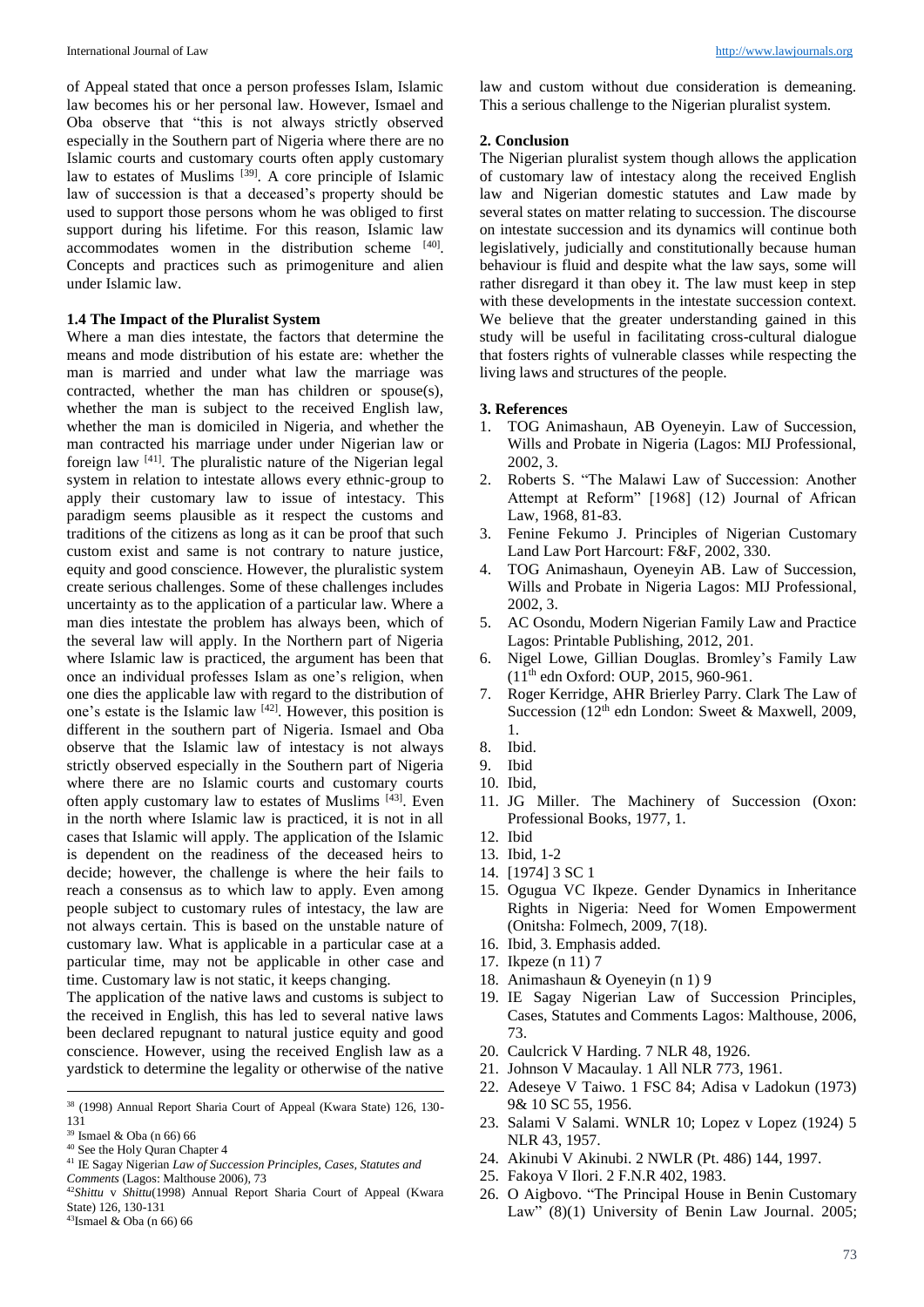of Appeal stated that once a person professes Islam, Islamic law becomes his or her personal law. However, Ismael and Oba observe that "this is not always strictly observed especially in the Southern part of Nigeria where there are no Islamic courts and customary courts often apply customary law to estates of Muslims [39]. A core principle of Islamic law of succession is that a deceased's property should be used to support those persons whom he was obliged to first support during his lifetime. For this reason, Islamic law accommodates women in the distribution scheme [40]. Concepts and practices such as primogeniture and alien under Islamic law.

### 1.4 The Impact of the Pluralist System

Where a man dies intestate, the factors that determine the means and mode distribution of his estate are: whether the man is married and under what law the marriage was contracted, whether the man has children or spouse(s), whether the man is subject to the received English law, whether the man is domiciled in Nigeria, and whether the man contracted his marriage under under Nigerian law or foreign law [41]. The pluralistic nature of the Nigerian legal system in relation to intestate allows every ethnic-group to apply their customary law to issue of intestacy. This paradigm seems plausible as it respect the customs and traditions of the citizens as long as it can be proof that such custom exist and same is not contrary to nature justice, equity and good conscience. However, the pluralistic system create serious challenges. Some of these challenges includes uncertainty as to the application of a particular law. Where a man dies intestate the problem has always been, which of the several law will apply. In the Northern part of Nigeria where Islamic law is practiced, the argument has been that once an individual professes Islam as one's religion, when one dies the applicable law with regard to the distribution of one's estate is the Islamic law [42]. However, this position is different in the southern part of Nigeria. Ismael and Oba observe that the Islamic law of intestacy is not always strictly observed especially in the Southern part of Nigeria where there are no Islamic courts and customary courts often apply customary law to estates of Muslims [43]. Even in the north where Islamic law is practiced, it is not in all cases that Islamic will apply. The application of the Islamic is dependent on the readiness of the deceased heirs to decide; however, the challenge is where the heir fails to reach a consensus as to which law to apply. Even among people subject to customary rules of intestacy, the law are not always certain. This is based on the unstable nature of customary law. What is applicable in a particular case at a particular time, may not be applicable in other case and time. Customary law is not static, it keeps changing.

The application of the native laws and customs is subject to the received in English, this has led to several native laws been declared repugnant to natural justice equity and good conscience. However, using the received English law as a yardstick to determine the legality or otherwise of the native law and custom without due consideration is demeaning. This a serious challenge to the Nigerian pluralist system.

## 2. Conclusion

The Nigerian pluralist system though allows the application of customary law of intestacy along the received English law and Nigerian domestic statutes and Law made by several states on matter relating to succession. The discourse on intestate succession and its dynamics will continue both legislatively, judicially and constitutionally because human behaviour is fluid and despite what the law says, some will rather disregard it than obey it. The law must keep in step with these developments in the intestate succession context. We believe that the greater understanding gained in this study will be useful in facilitating cross-cultural dialogue that fosters rights of vulnerable classes while respecting the living laws and structures of the people.

## 3. References

1. TOG Animashaun, AB Oyeneyin. Law of Succession, Wills and Probate in Nigeria (Lagos: MIJ Professional, 2002, 3.
2. Roberts S. "The Malawi Law of Succession: Another Attempt at Reform" [1968] (12) Journal of African Law, 1968, 81-83.
3. Fenine Fekumo J. Principles of Nigerian Customary Land Law Port Harcourt: F&F, 2002, 330.
4. TOG Animashaun, Oyeneyin AB. Law of Succession, Wills and Probate in Nigeria Lagos: MIJ Professional, 2002, 3.
5. AC Osondu, Modern Nigerian Family Law and Practice Lagos: Printable Publishing, 2012, 201.
6. Nigel Lowe, Gillian Douglas. Bromley's Family Law (11th edn Oxford: OUP, 2015, 960-961.
7. Roger Kerridge, AHR Brierley Parry. Clark The Law of Succession (12th edn London: Sweet & Maxwell, 2009, 1.
8. Ibid.
9. Ibid
10. Ibid,
11. JG Miller. The Machinery of Succession (Oxon: Professional Books, 1977, 1.
12. Ibid
13. Ibid, 1-2
14. [1974] 3 SC 1
15. Ogugua VC Ikpeze. Gender Dynamics in Inheritance Rights in Nigeria: Need for Women Empowerment (Onitsha: Folmech, 2009, 7(18).
16. Ibid, 3. Emphasis added.
17. Ikpeze (n 11) 7
18. Animashaun & Oyeneyin (n 1) 9
19. IE Sagay Nigerian Law of Succession Principles, Cases, Statutes and Comments Lagos: Malthouse, 2006, 73.
20. Caulcrick V Harding. 7 NLR 48, 1926.
21. Johnson V Macaulay. 1 All NLR 773, 1961.
22. Adeseye V Taiwo. 1 FSC 84; Adisa v Ladokun (1973) 9& 10 SC 55, 1956.
23. Salami V Salami. WNLR 10; Lopez v Lopez (1924) 5 NLR 43, 1957.
24. Akinubi V Akinubi. 2 NWLR (Pt. 486) 144, 1997.
25. Fakoya V Ilori. 2 F.N.R 402, 1983.
26. O Aigbovo. "The Principal House in Benin Customary Law" (8)(1) University of Benin Law Journal. 2005;

---

[38] (1998) Annual Report Sharia Court of Appeal (Kwara State) 126, 130-131

[39] Ismael & Oba (n 66) 66

[40] See the Holy Quran Chapter 4

[41] IE Sagay Nigerian *Law of Succession Principles, Cases, Statutes and Comments* (Lagos: Malthouse 2006), 73

[42] *Shittu* v *Shittu*(1998) Annual Report Sharia Court of Appeal (Kwara State) 126, 130-131

[43] Ismael & Oba (n 66) 66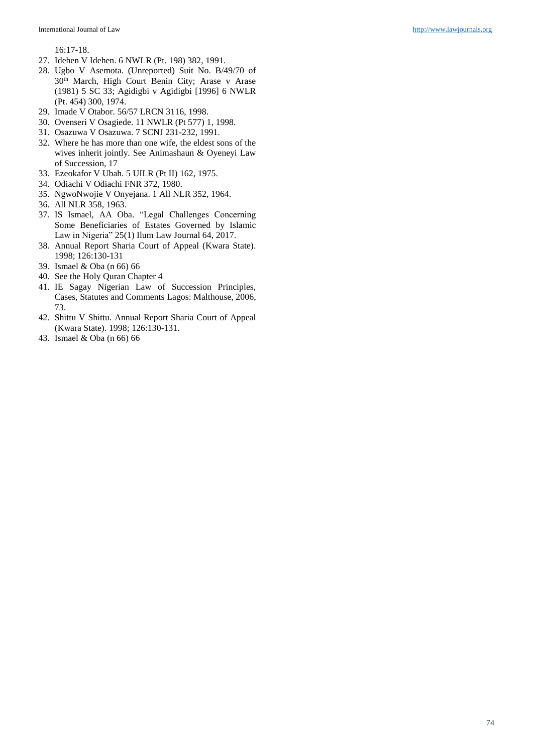16:17-18.

27. Idehen V Idehen. 6 NWLR (Pt. 198) 382, 1991.
28. Ugbo V Asemota. (Unreported) Suit No. B/49/70 of 30th March, High Court Benin City; Arase v Arase (1981) 5 SC 33; Agidigbi v Agidigbi [1996] 6 NWLR (Pt. 454) 300, 1974.
29. Imade V Otabor. 56/57 LRCN 3116, 1998.
30. Ovenseri V Osagiede. 11 NWLR (Pt 577) 1, 1998.
31. Osazuwa V Osazuwa. 7 SCNJ 231-232, 1991.
32. Where he has more than one wife, the eldest sons of the wives inherit jointly. See Animashaun & Oyeneyi Law of Succession, 17
33. Ezeokafor V Ubah. 5 UILR (Pt II) 162, 1975.
34. Odiachi V Odiachi FNR 372, 1980.
35. NgwoNwojie V Onyejana. 1 All NLR 352, 1964.
36. All NLR 358, 1963.
37. IS Ismael, AA Oba. "Legal Challenges Concerning Some Beneficiaries of Estates Governed by Islamic Law in Nigeria" 25(1) Ilum Law Journal 64, 2017.
38. Annual Report Sharia Court of Appeal (Kwara State). 1998; 126:130-131
39. Ismael & Oba (n 66) 66
40. See the Holy Quran Chapter 4
41. IE Sagay Nigerian Law of Succession Principles, Cases, Statutes and Comments Lagos: Malthouse, 2006, 73.
42. Shittu V Shittu. Annual Report Sharia Court of Appeal (Kwara State). 1998; 126:130-131.
43. Ismael & Oba (n 66) 66